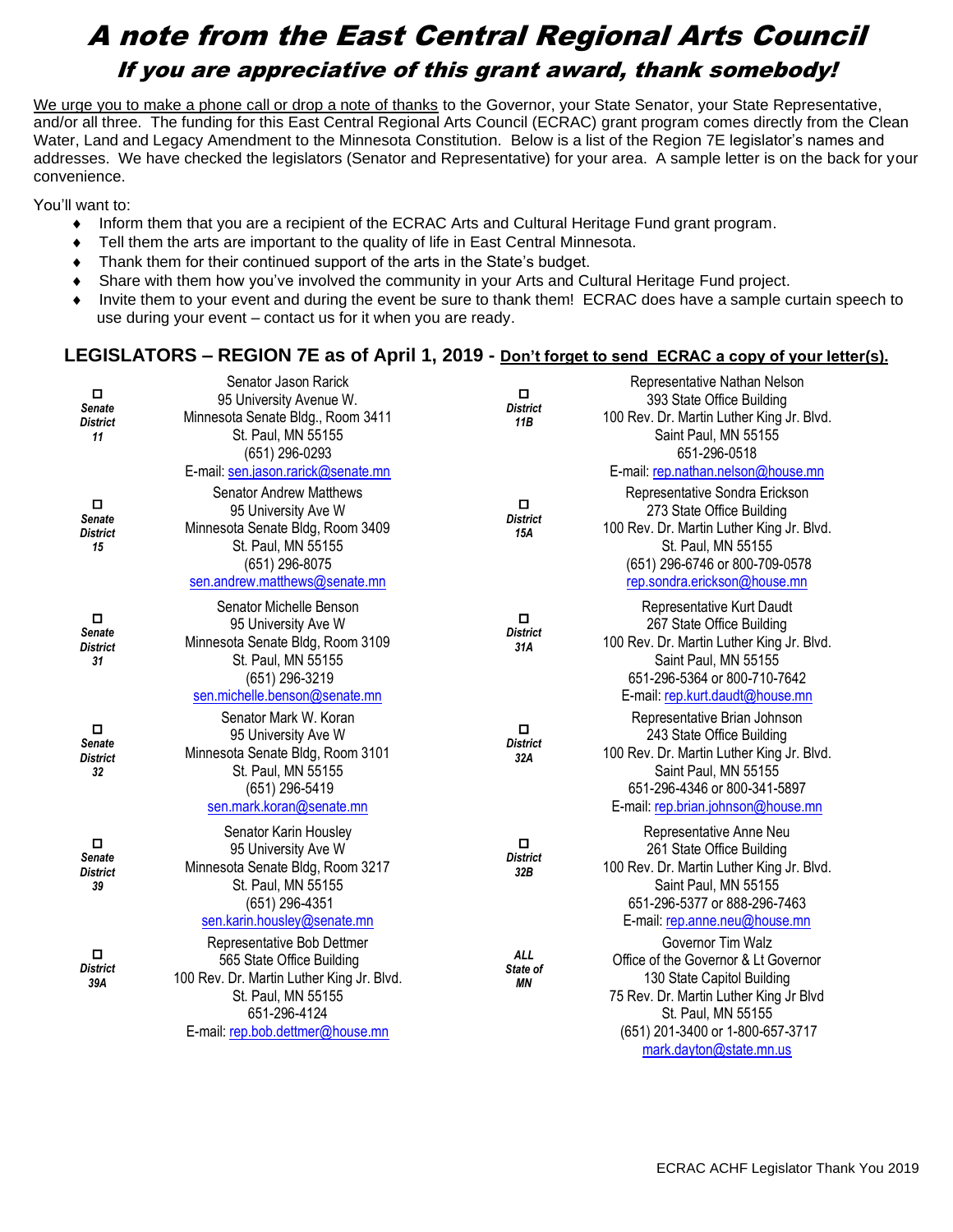# A note from the East Central Regional Arts Council

## If you are appreciative of this grant award, thank somebody!

We urge you to make a phone call or drop a note of thanks to the Governor, your State Senator, your State Representative, and/or all three. The funding for this East Central Regional Arts Council (ECRAC) grant program comes directly from the Clean Water, Land and Legacy Amendment to the Minnesota Constitution. Below is a list of the Region 7E legislator's names and addresses. We have checked the legislators (Senator and Representative) for your area. A sample letter is on the back for your convenience.

You'll want to:

- Inform them that you are a recipient of the ECRAC Arts and Cultural Heritage Fund grant program.
- Tell them the arts are important to the quality of life in East Central Minnesota.
- Thank them for their continued support of the arts in the State's budget.
- Share with them how you've involved the community in your Arts and Cultural Heritage Fund project.
- Invite them to your event and during the event be sure to thank them! ECRAC does have a sample curtain speech to use during your event – contact us for it when you are ready.

## LEGISLATORS – REGION 7E as of April 1, 2019 - Don't forget to send ECRAC a copy of your letter(s).

| | | | |
|---|---|---|---|
| ☐ **Senate District 11** | Senator Jason Rarick<br>95 University Avenue W.<br>Minnesota Senate Bldg., Room 3411<br>St. Paul, MN 55155<br>(651) 296-0293<br>E-mail: sen.jason.rarick@senate.mn | ☐ **District 11B** | Representative Nathan Nelson<br>393 State Office Building<br>100 Rev. Dr. Martin Luther King Jr. Blvd.<br>Saint Paul, MN 55155<br>651-296-0518<br>E-mail: rep.nathan.nelson@house.mn |
| ☐ **Senate District 15** | Senator Andrew Matthews<br>95 University Ave W<br>Minnesota Senate Bldg, Room 3409<br>St. Paul, MN 55155<br>(651) 296-8075<br>sen.andrew.matthews@senate.mn | ☐ **District 15A** | Representative Sondra Erickson<br>273 State Office Building<br>100 Rev. Dr. Martin Luther King Jr. Blvd.<br>St. Paul, MN 55155<br>(651) 296-6746 or 800-709-0578<br>rep.sondra.erickson@house.mn |
| ☐ **Senate District 31** | Senator Michelle Benson<br>95 University Ave W<br>Minnesota Senate Bldg, Room 3109<br>St. Paul, MN 55155<br>(651) 296-3219<br>sen.michelle.benson@senate.mn | ☐ **District 31A** | Representative Kurt Daudt<br>267 State Office Building<br>100 Rev. Dr. Martin Luther King Jr. Blvd.<br>Saint Paul, MN 55155<br>651-296-5364 or 800-710-7642<br>E-mail: rep.kurt.daudt@house.mn |
| ☐ **Senate District 32** | Senator Mark W. Koran<br>95 University Ave W<br>Minnesota Senate Bldg, Room 3101<br>St. Paul, MN 55155<br>(651) 296-5419<br>sen.mark.koran@senate.mn | ☐ **District 32A** | Representative Brian Johnson<br>243 State Office Building<br>100 Rev. Dr. Martin Luther King Jr. Blvd.<br>Saint Paul, MN 55155<br>651-296-4346 or 800-341-5897<br>E-mail: rep.brian.johnson@house.mn |
| ☐ **Senate District 39** | Senator Karin Housley<br>95 University Ave W<br>Minnesota Senate Bldg, Room 3217<br>St. Paul, MN 55155<br>(651) 296-4351<br>sen.karin.housley@senate.mn | ☐ **District 32B** | Representative Anne Neu<br>261 State Office Building<br>100 Rev. Dr. Martin Luther King Jr. Blvd.<br>Saint Paul, MN 55155<br>651-296-5377 or 888-296-7463<br>E-mail: rep.anne.neu@house.mn |
| ☐ **District 39A** | Representative Bob Dettmer<br>565 State Office Building<br>100 Rev. Dr. Martin Luther King Jr. Blvd.<br>St. Paul, MN 55155<br>651-296-4124<br>E-mail: rep.bob.dettmer@house.mn | **ALL State of MN** | Governor Tim Walz<br>Office of the Governor & Lt Governor<br>130 State Capitol Building<br>75 Rev. Dr. Martin Luther King Jr Blvd<br>St. Paul, MN 55155<br>(651) 201-3400 or 1-800-657-3717<br>mark.dayton@state.mn.us |

ECRAC ACHF Legislator Thank You 2019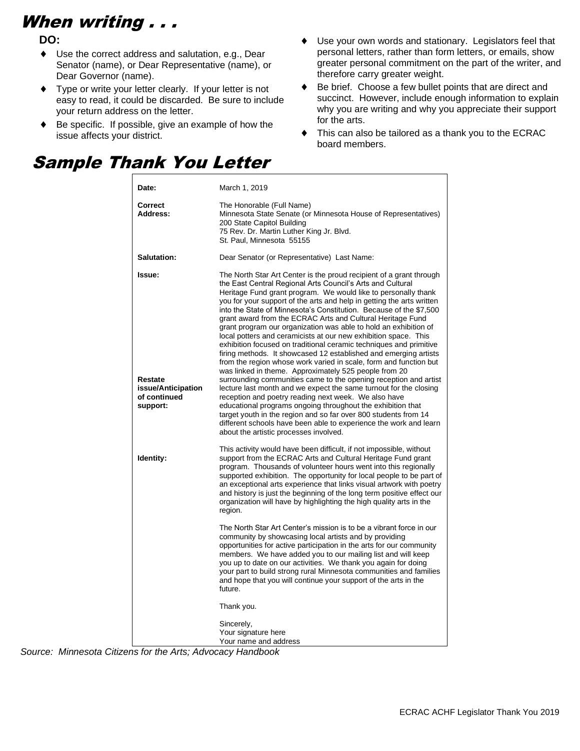# When writing . . .

**DO:**

- Use the correct address and salutation, e.g., Dear Senator (name), or Dear Representative (name), or Dear Governor (name).
- Type or write your letter clearly. If your letter is not easy to read, it could be discarded. Be sure to include your return address on the letter.
- Be specific. If possible, give an example of how the issue affects your district.
- Use your own words and stationary. Legislators feel that personal letters, rather than form letters, or emails, show greater personal commitment on the part of the writer, and therefore carry greater weight.
- Be brief. Choose a few bullet points that are direct and succinct. However, include enough information to explain why you are writing and why you appreciate their support for the arts.
- This can also be tailored as a thank you to the ECRAC board members.

# Sample Thank You Letter

| | |
|---|---|
| **Date:** | March 1, 2019 |
| **Correct Address:** | The Honorable (Full Name)<br>Minnesota State Senate (or Minnesota House of Representatives)<br>200 State Capitol Building<br>75 Rev. Dr. Martin Luther King Jr. Blvd.<br>St. Paul, Minnesota 55155 |
| **Salutation:** | Dear Senator (or Representative) Last Name: |
| **Issue:** | The North Star Art Center is the proud recipient of a grant through the East Central Regional Arts Council's Arts and Cultural Heritage Fund grant program. We would like to personally thank you for your support of the arts and help in getting the arts written into the State of Minnesota's Constitution. Because of the $7,500 grant award from the ECRAC Arts and Cultural Heritage Fund grant program our organization was able to hold an exhibition of local potters and ceramicists at our new exhibition space. This exhibition focused on traditional ceramic techniques and primitive firing methods. It showcased 12 established and emerging artists from the region whose work varied in scale, form and function but was linked in theme. Approximately 525 people from 20 |
| **Restate issue/Anticipation of continued support:** | surrounding communities came to the opening reception and artist lecture last month and we expect the same turnout for the closing reception and poetry reading next week. We also have educational programs ongoing throughout the exhibition that target youth in the region and so far over 800 students from 14 different schools have been able to experience the work and learn about the artistic processes involved. |
| **Identity:** | This activity would have been difficult, if not impossible, without support from the ECRAC Arts and Cultural Heritage Fund grant program. Thousands of volunteer hours went into this regionally supported exhibition. The opportunity for local people to be part of an exceptional arts experience that links visual artwork with poetry and history is just the beginning of the long term positive effect our organization will have by highlighting the high quality arts in the region. |
| | The North Star Art Center's mission is to be a vibrant force in our community by showcasing local artists and by providing opportunities for active participation in the arts for our community members. We have added you to our mailing list and will keep you up to date on our activities. We thank you again for doing your part to build strong rural Minnesota communities and families and hope that you will continue your support of the arts in the future. |
| | Thank you. |
| | Sincerely,<br>Your signature here<br>Your name and address |

*Source: Minnesota Citizens for the Arts; Advocacy Handbook*